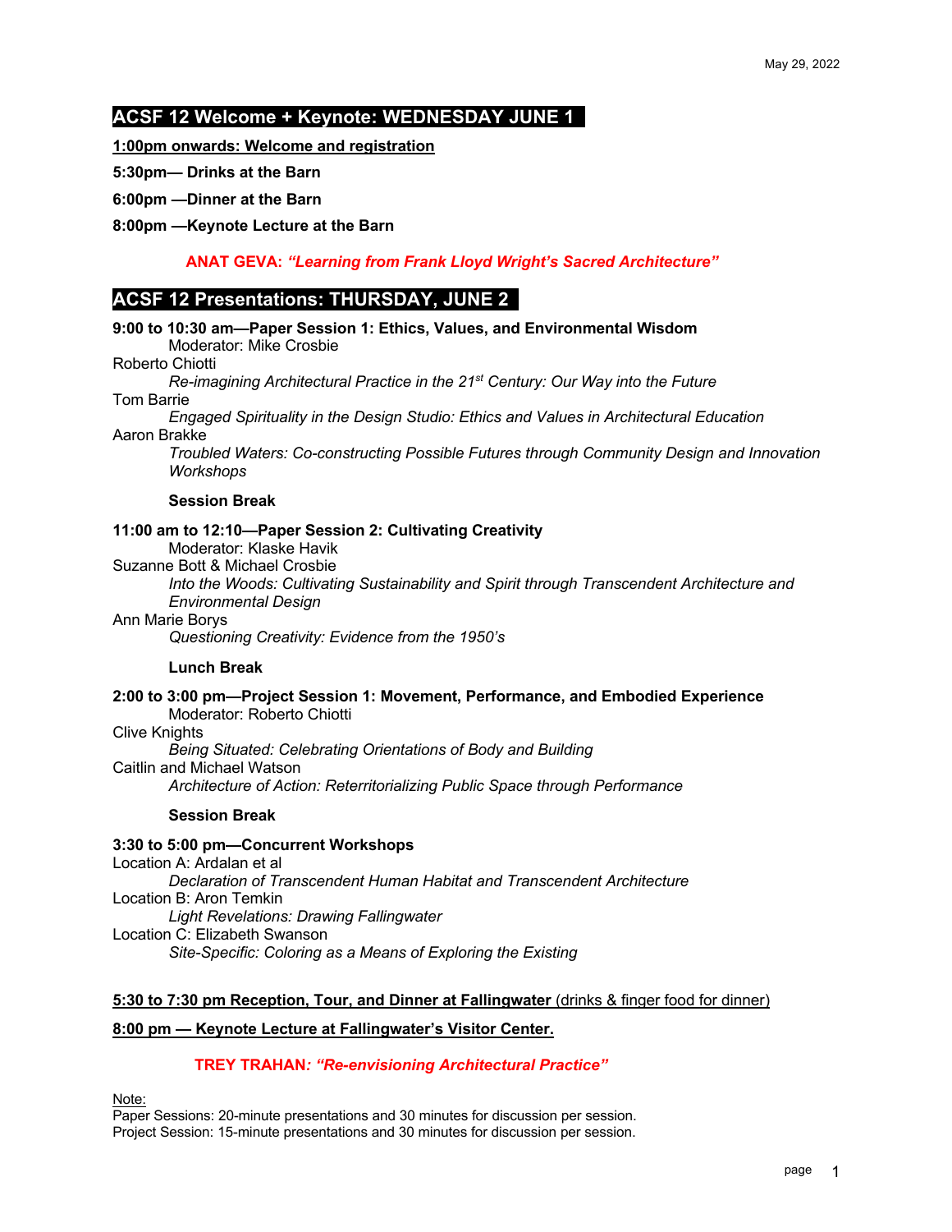May 29, 2022

## ACSF 12 Welcome + Keynote: WEDNESDAY JUNE 1

**1:00pm onwards: Welcome and registration**

**5:30pm— Drinks at the Barn**

**6:00pm —Dinner at the Barn**

**8:00pm —Keynote Lecture at the Barn**

**ANAT GEVA: *"Learning from Frank Lloyd Wright's Sacred Architecture"***

## ACSF 12 Presentations: THURSDAY, JUNE 2

**9:00 to 10:30 am—Paper Session 1: Ethics, Values, and Environmental Wisdom**
Moderator: Mike Crosbie

Roberto Chiotti
*Re-imagining Architectural Practice in the 21st Century: Our Way into the Future*

Tom Barrie
*Engaged Spirituality in the Design Studio: Ethics and Values in Architectural Education*

Aaron Brakke
*Troubled Waters: Co-constructing Possible Futures through Community Design and Innovation Workshops*

**Session Break**

**11:00 am to 12:10—Paper Session 2: Cultivating Creativity**
Moderator: Klaske Havik

Suzanne Bott & Michael Crosbie
*Into the Woods: Cultivating Sustainability and Spirit through Transcendent Architecture and Environmental Design*

Ann Marie Borys
*Questioning Creativity: Evidence from the 1950's*

**Lunch Break**

**2:00 to 3:00 pm—Project Session 1: Movement, Performance, and Embodied Experience**
Moderator: Roberto Chiotti

Clive Knights
*Being Situated: Celebrating Orientations of Body and Building*

Caitlin and Michael Watson
*Architecture of Action: Reterritorializing Public Space through Performance*

**Session Break**

**3:30 to 5:00 pm—Concurrent Workshops**

Location A: Ardalan et al
*Declaration of Transcendent Human Habitat and Transcendent Architecture*

Location B: Aron Temkin
*Light Revelations: Drawing Fallingwater*

Location C: Elizabeth Swanson
*Site-Specific: Coloring as a Means of Exploring the Existing*

**5:30 to 7:30 pm Reception, Tour, and Dinner at Fallingwater** (drinks & finger food for dinner)

**8:00 pm — Keynote Lecture at Fallingwater's Visitor Center.**

**TREY TRAHAN: *"Re-envisioning Architectural Practice"***

Note:
Paper Sessions: 20-minute presentations and 30 minutes for discussion per session.
Project Session: 15-minute presentations and 30 minutes for discussion per session.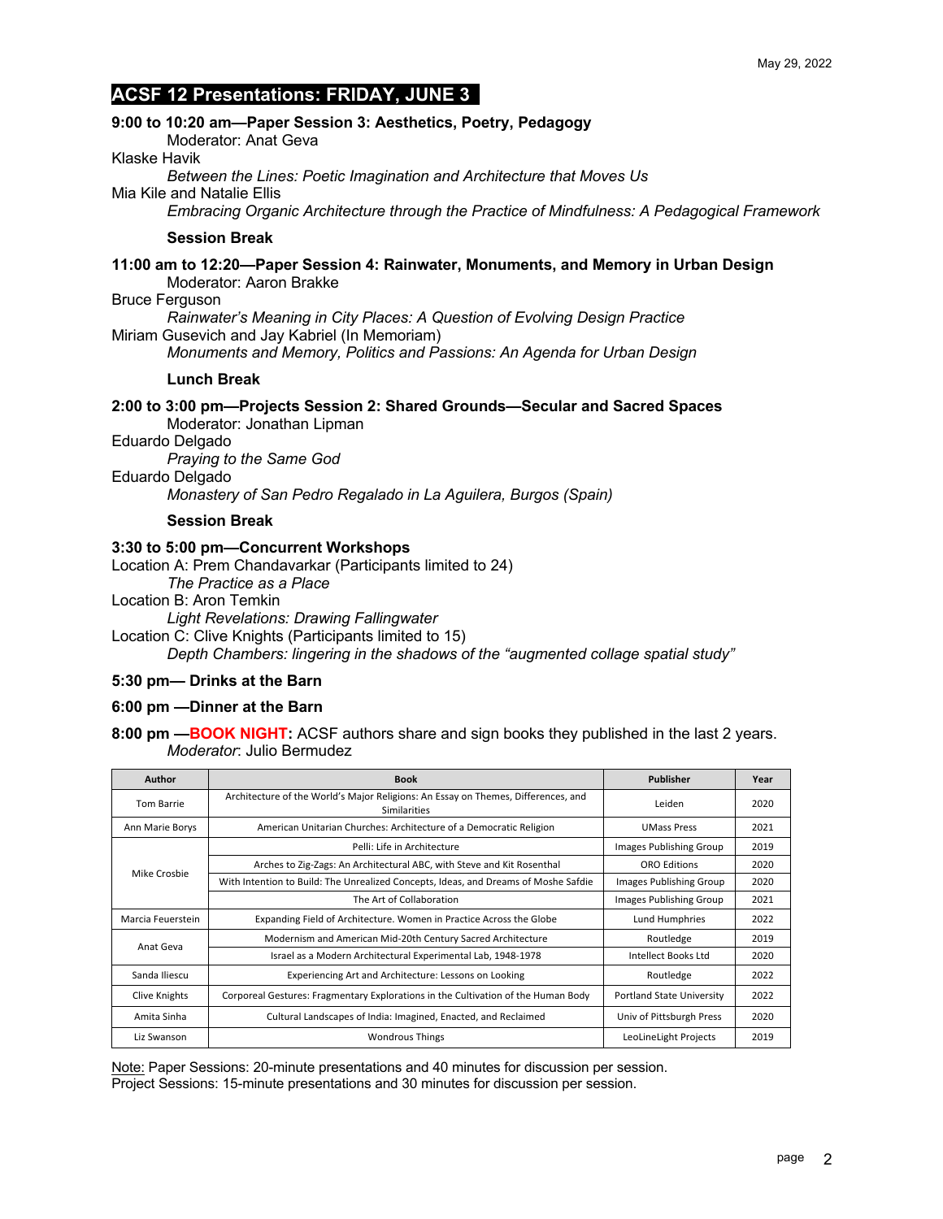## ACSF 12 Presentations: FRIDAY, JUNE 3

**9:00 to 10:20 am—Paper Session 3: Aesthetics, Poetry, Pedagogy**
Moderator: Anat Geva

Klaske Havik
*Between the Lines: Poetic Imagination and Architecture that Moves Us*

Mia Kile and Natalie Ellis
*Embracing Organic Architecture through the Practice of Mindfulness: A Pedagogical Framework*

**Session Break**

**11:00 am to 12:20—Paper Session 4: Rainwater, Monuments, and Memory in Urban Design**
Moderator: Aaron Brakke

Bruce Ferguson
*Rainwater's Meaning in City Places: A Question of Evolving Design Practice*

Miriam Gusevich and Jay Kabriel (In Memoriam)
*Monuments and Memory, Politics and Passions: An Agenda for Urban Design*

**Lunch Break**

**2:00 to 3:00 pm—Projects Session 2: Shared Grounds—Secular and Sacred Spaces**
Moderator: Jonathan Lipman

Eduardo Delgado
*Praying to the Same God*

Eduardo Delgado
*Monastery of San Pedro Regalado in La Aguilera, Burgos (Spain)*

**Session Break**

**3:30 to 5:00 pm—Concurrent Workshops**

Location A: Prem Chandavarkar (Participants limited to 24)
*The Practice as a Place*

Location B: Aron Temkin
*Light Revelations: Drawing Fallingwater*

Location C: Clive Knights (Participants limited to 15)
*Depth Chambers: lingering in the shadows of the "augmented collage spatial study"*

**5:30 pm— Drinks at the Barn**

**6:00 pm —Dinner at the Barn**

**8:00 pm —BOOK NIGHT:** ACSF authors share and sign books they published in the last 2 years.
*Moderator*: Julio Bermudez

| Author | Book | Publisher | Year |
|---|---|---|---|
| Tom Barrie | Architecture of the World's Major Religions: An Essay on Themes, Differences, and Similarities | Leiden | 2020 |
| Ann Marie Borys | American Unitarian Churches: Architecture of a Democratic Religion | UMass Press | 2021 |
| Mike Crosbie | Pelli: Life in Architecture | Images Publishing Group | 2019 |
| | Arches to Zig-Zags: An Architectural ABC, with Steve and Kit Rosenthal | ORO Editions | 2020 |
| | With Intention to Build: The Unrealized Concepts, Ideas, and Dreams of Moshe Safdie | Images Publishing Group | 2020 |
| | The Art of Collaboration | Images Publishing Group | 2021 |
| Marcia Feuerstein | Expanding Field of Architecture. Women in Practice Across the Globe | Lund Humphries | 2022 |
| Anat Geva | Modernism and American Mid-20th Century Sacred Architecture | Routledge | 2019 |
| | Israel as a Modern Architectural Experimental Lab, 1948-1978 | Intellect Books Ltd | 2020 |
| Sanda Iliescu | Experiencing Art and Architecture: Lessons on Looking | Routledge | 2022 |
| Clive Knights | Corporeal Gestures: Fragmentary Explorations in the Cultivation of the Human Body | Portland State University | 2022 |
| Amita Sinha | Cultural Landscapes of India: Imagined, Enacted, and Reclaimed | Univ of Pittsburgh Press | 2020 |
| Liz Swanson | Wondrous Things | LeoLineLight Projects | 2019 |

Note: Paper Sessions: 20-minute presentations and 40 minutes for discussion per session.
Project Sessions: 15-minute presentations and 30 minutes for discussion per session.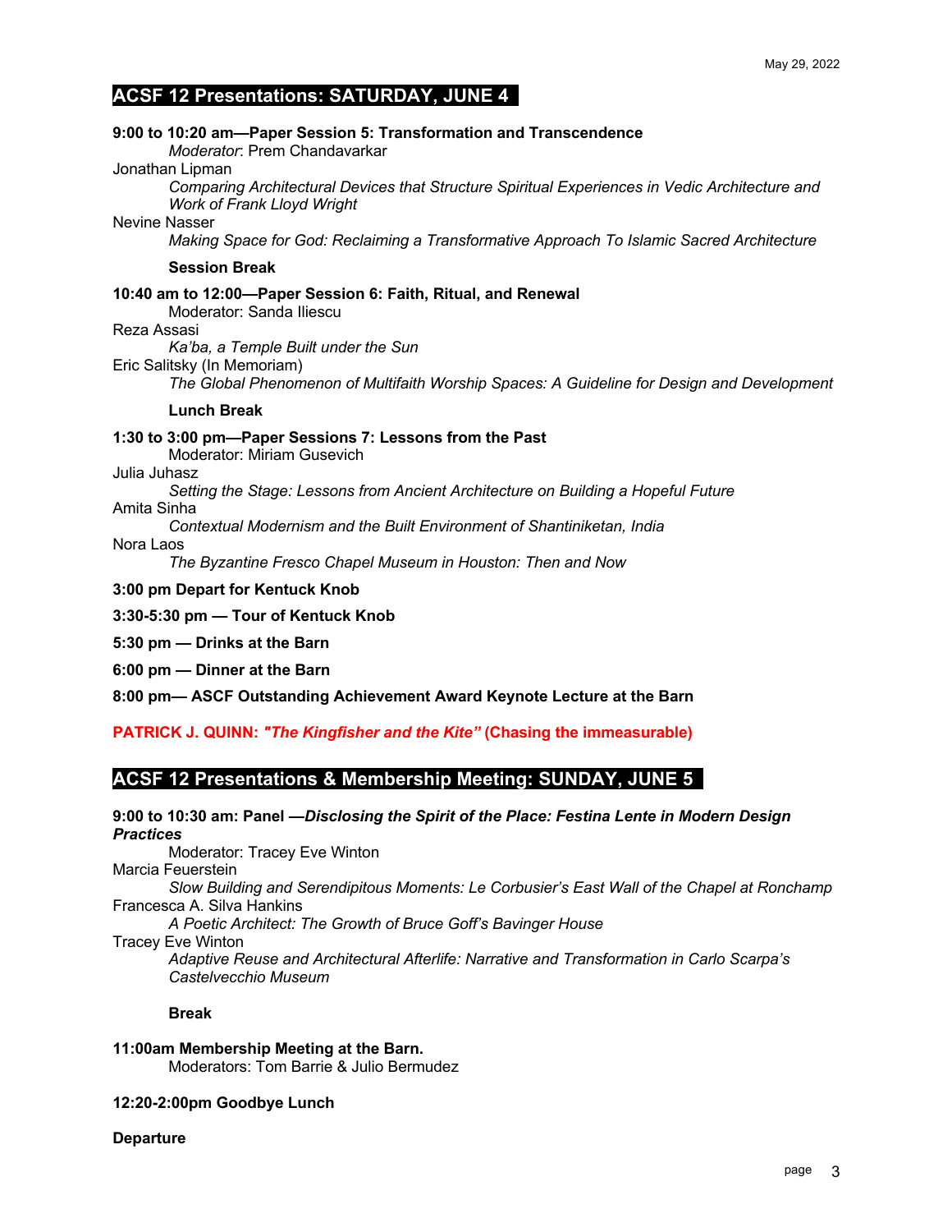May 29, 2022

## ACSF 12 Presentations: SATURDAY, JUNE 4

**9:00 to 10:20 am—Paper Session 5: Transformation and Transcendence**

*Moderator*: Prem Chandavarkar

Jonathan Lipman

*Comparing Architectural Devices that Structure Spiritual Experiences in Vedic Architecture and Work of Frank Lloyd Wright*

Nevine Nasser

*Making Space for God: Reclaiming a Transformative Approach To Islamic Sacred Architecture*

**Session Break**

**10:40 am to 12:00—Paper Session 6: Faith, Ritual, and Renewal**

Moderator: Sanda Iliescu

Reza Assasi

*Ka'ba, a Temple Built under the Sun*

Eric Salitsky (In Memoriam)

*The Global Phenomenon of Multifaith Worship Spaces: A Guideline for Design and Development*

**Lunch Break**

**1:30 to 3:00 pm—Paper Sessions 7: Lessons from the Past**

Moderator: Miriam Gusevich

Julia Juhasz

*Setting the Stage: Lessons from Ancient Architecture on Building a Hopeful Future*

Amita Sinha

*Contextual Modernism and the Built Environment of Shantiniketan, India*

Nora Laos

*The Byzantine Fresco Chapel Museum in Houston: Then and Now*

**3:00 pm Depart for Kentuck Knob**

**3:30-5:30 pm — Tour of Kentuck Knob**

**5:30 pm — Drinks at the Barn**

**6:00 pm — Dinner at the Barn**

**8:00 pm— ASCF Outstanding Achievement Award Keynote Lecture at the Barn**

**PATRICK J. QUINN: *"The Kingfisher and the Kite"* (Chasing the immeasurable)**

## ACSF 12 Presentations & Membership Meeting: SUNDAY, JUNE 5

**9:00 to 10:30 am: Panel —*Disclosing the Spirit of the Place: Festina Lente in Modern Design Practices***

Moderator: Tracey Eve Winton

Marcia Feuerstein

*Slow Building and Serendipitous Moments: Le Corbusier's East Wall of the Chapel at Ronchamp*

Francesca A. Silva Hankins

*A Poetic Architect: The Growth of Bruce Goff's Bavinger House*

Tracey Eve Winton

*Adaptive Reuse and Architectural Afterlife: Narrative and Transformation in Carlo Scarpa's Castelvecchio Museum*

**Break**

**11:00am Membership Meeting at the Barn.**

Moderators: Tom Barrie & Julio Bermudez

**12:20-2:00pm Goodbye Lunch**

**Departure**